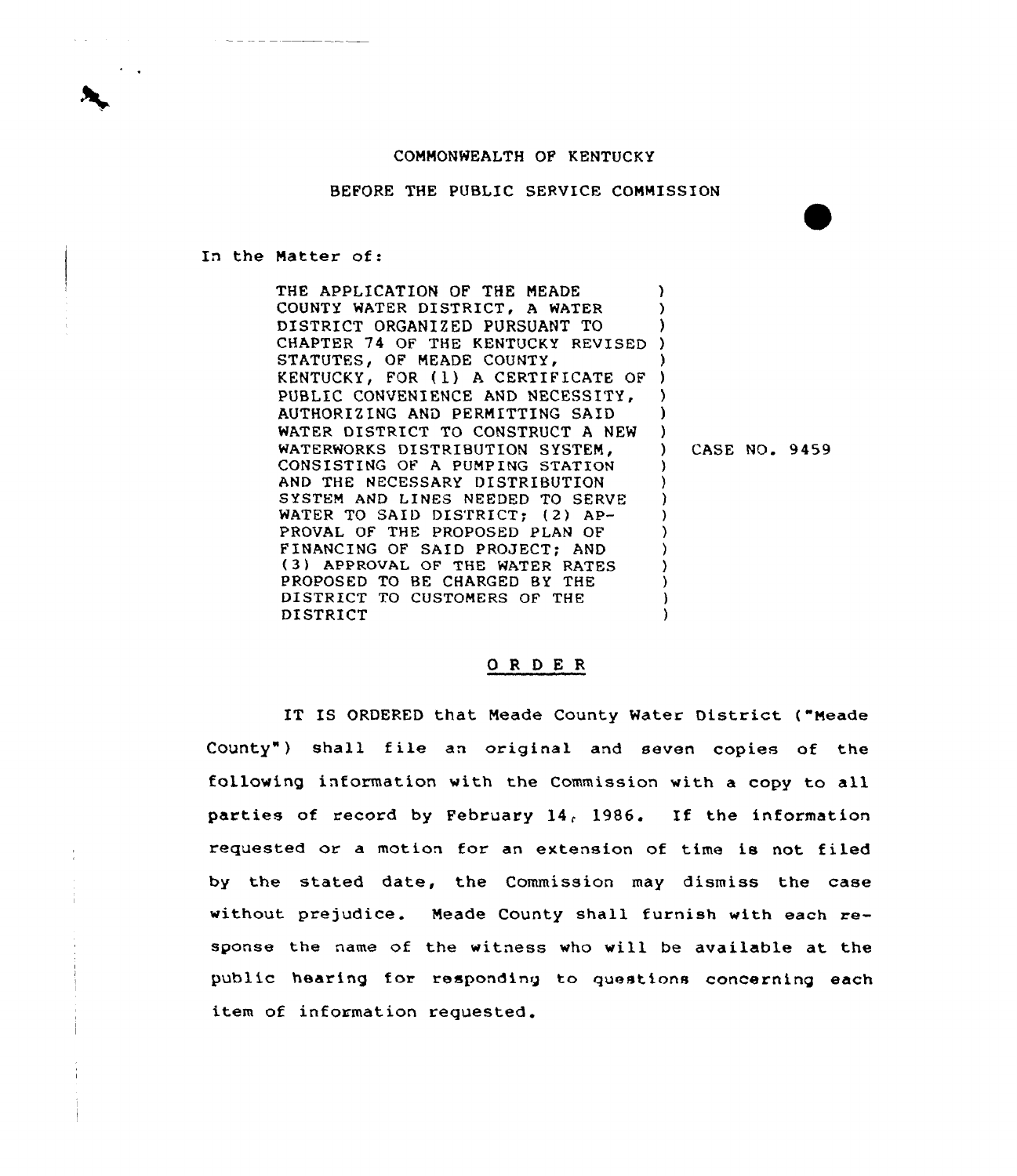COMMONWEALTH OF KENTUCKY

BEFORE THE PUBLIC SERVICE COMMISSION

In the Matter of:

| | | |
|---|---|---|
| THE APPLICATION OF THE MEADE COUNTY WATER DISTRICT, A WATER DISTRICT ORGANIZED PURSUANT TO CHAPTER 74 OF THE KENTUCKY REVISED STATUTES, OF MEADE COUNTY, KENTUCKY, FOR (1) A CERTIFICATE OF PUBLIC CONVENIENCE AND NECESSITY, AUTHORIZING AND PERMITTING SAID WATER DISTRICT TO CONSTRUCT A NEW WATERWORKS DISTRIBUTION SYSTEM, CONSISTING OF A PUMPING STATION AND THE NECESSARY DISTRIBUTION SYSTEM AND LINES NEEDED TO SERVE WATER TO SAID DISTRICT; (2) APPROVAL OF THE PROPOSED PLAN OF FINANCING OF SAID PROJECT; AND (3) APPROVAL OF THE WATER RATES PROPOSED TO BE CHARGED BY THE DISTRICT TO CUSTOMERS OF THE DISTRICT | ) | CASE NO. 9459 |

## O R D E R

IT IS ORDERED that Meade County Water District ("Meade County") shall file an original and seven copies of the following information with the Commission with a copy to all parties of record by February 14, 1986. If the information requested or a motion for an extension of time is not filed by the stated date, the Commission may dismiss the case without prejudice. Meade County shall furnish with each response the name of the witness who will be available at the public hearing for responding to questions concerning each item of information requested.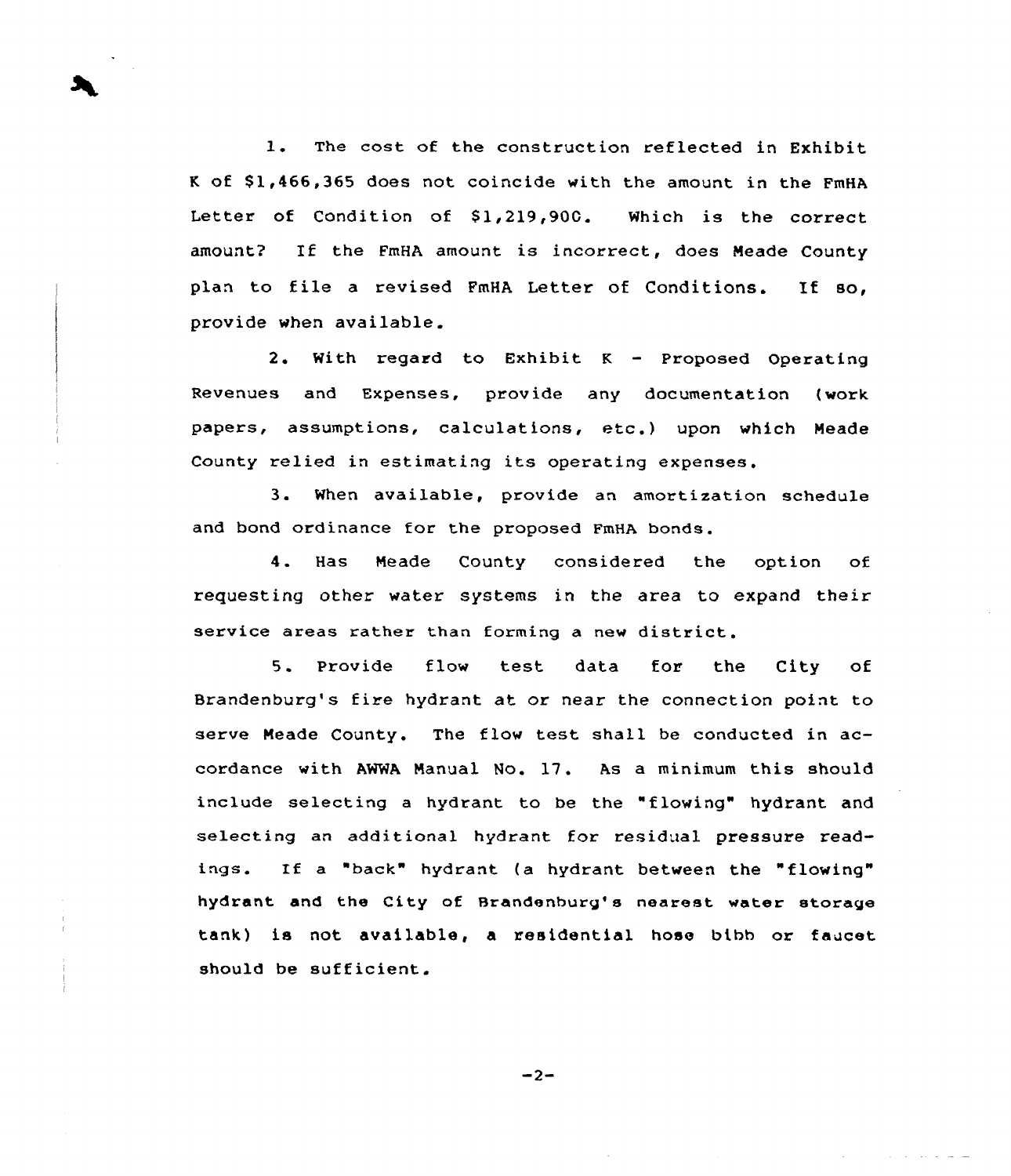1. The cost of the construction reflected in Exhibit K of $1,466,365 does not coincide with the amount in the FmHA Letter of Condition of $1,219,90C. Which is the correct amount? If the FmHA amount is incorrect, does Meade County plan to file a revised FmHA Letter of Conditions. If so, provide when available.

2. With regard to Exhibit K - Proposed Operating Revenues and Expenses, provide any documentation (work papers, assumptions, calculations, etc.) upon which Meade County relied in estimating its operating expenses.

3. When available, provide an amortization schedule and bond ordinance for the proposed FmHA bonds.

4. Has Meade County considered the option of requesting other water systems in the area to expand their service areas rather than forming a new district.

5. Provide flow test data for the City of Brandenburg's fire hydrant at or near the connection point to serve Meade County. The flow test shall be conducted in accordance with AWWA Manual No. 17. As a minimum this should include selecting a hydrant to be the "flowing" hydrant and selecting an additional hydrant for residual pressure readings. If a "back" hydrant (a hydrant between the "flowing" hydrant and the City of Brandenburg's nearest water storage tank) is not available, a residential hose bibb or faucet should be sufficient.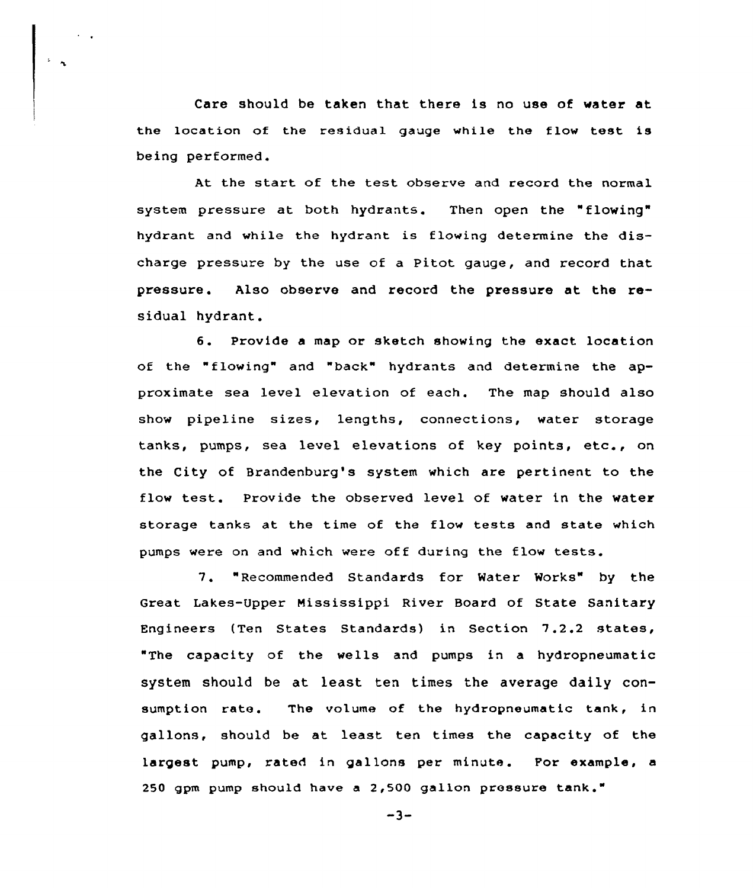Care should be taken that there is no use of water at the location of the residual gauge while the flow test is being performed.

At the start of the test observe and record the normal system pressure at both hydrants. Then open the "flowing" hydrant and while the hydrant is flowing determine the discharge pressure by the use of a Pitot gauge, and record that pressure. Also observe and record the pressure at the residual hydrant.

6. Provide a map or sketch showing the exact location of the "flowing" and "back" hydrants and determine the approximate sea level elevation of each. The map should also show pipeline sizes, lengths, connections, water storage tanks, pumps, sea level elevations of key points, etc., on the City of Brandenburg's system which are pertinent to the flow test. Provide the observed level of water in the water storage tanks at the time of the flow tests and state which pumps were on and which were off during the flow tests.

7. "Recommended Standards for Water Works" by the Great Lakes-Upper Mississippi River Board of State Sanitary Engineers (Ten States Standards) in Section 7.2.2 states, "The capacity of the wells and pumps in a hydropneumatic system should be at least ten times the average daily consumption rate. The volume of the hydropneumatic tank, in gallons, should be at least ten times the capacity of the largest pump, rated in gallons per minute. For example, a 250 gpm pump should have a 2,500 gallon pressure tank."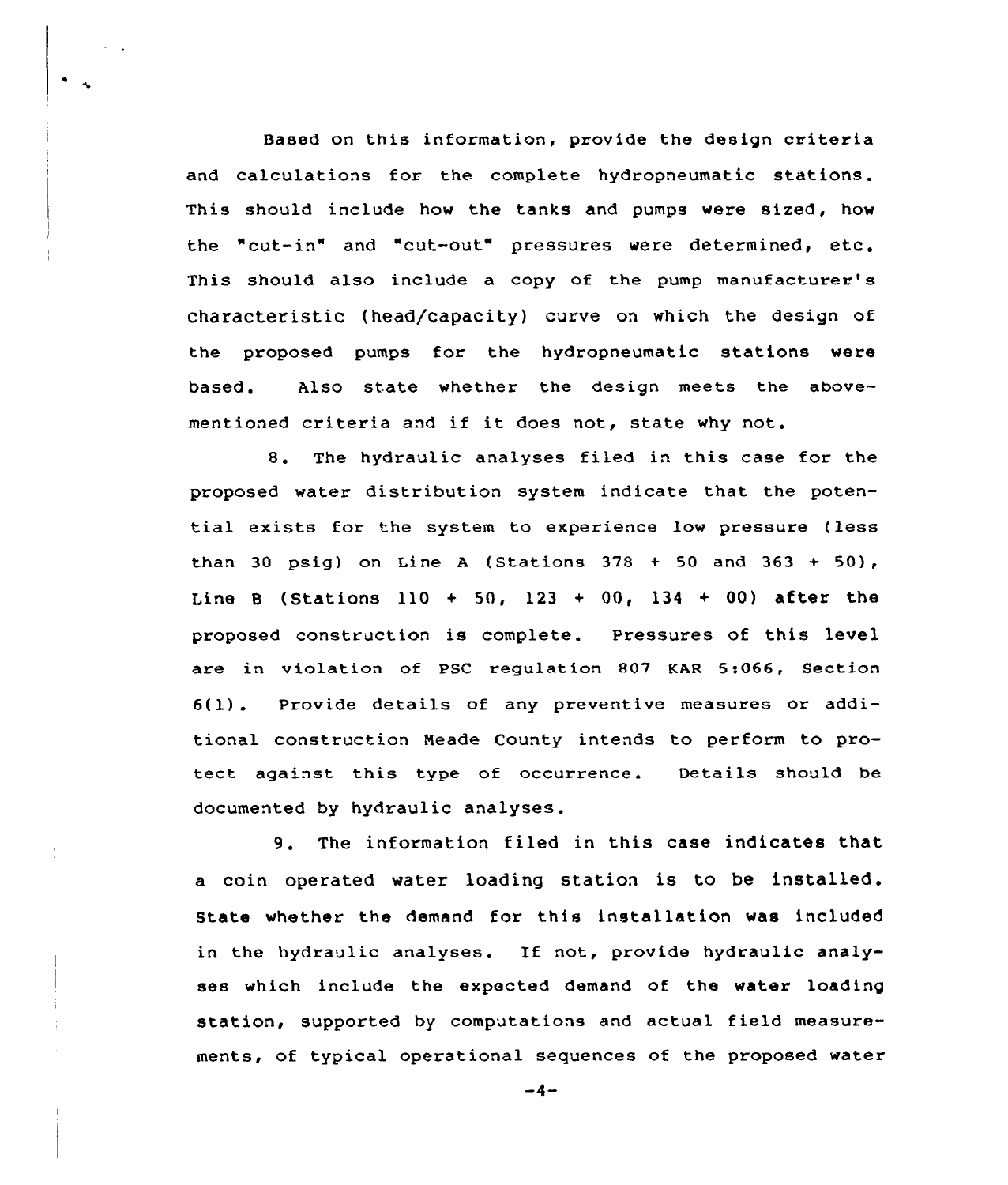Based on this information, provide the design criteria and calculations for the complete hydropneumatic stations. This should include how the tanks and pumps were sized, how the "cut-in" and "cut-out" pressures were determined, etc. This should also include a copy of the pump manufacturer's characteristic (head/capacity) curve on which the design of the proposed pumps for the hydropneumatic stations were based. Also state whether the design meets the above-mentioned criteria and if it does not, state why not.

8. The hydraulic analyses filed in this case for the proposed water distribution system indicate that the potential exists for the system to experience low pressure (less than 30 psig) on Line A (Stations 378 + 50 and 363 + 50), Line B (Stations 110 + 50, 123 + 00, 134 + 00) after the proposed construction is complete. Pressures of this level are in violation of PSC regulation 807 KAR 5:066, Section 6(1). Provide details of any preventive measures or additional construction Meade County intends to perform to protect against this type of occurrence. Details should be documented by hydraulic analyses.

9. The information filed in this case indicates that a coin operated water loading station is to be installed. State whether the demand for this installation was included in the hydraulic analyses. If not, provide hydraulic analyses which include the expected demand of the water loading station, supported by computations and actual field measurements, of typical operational sequences of the proposed water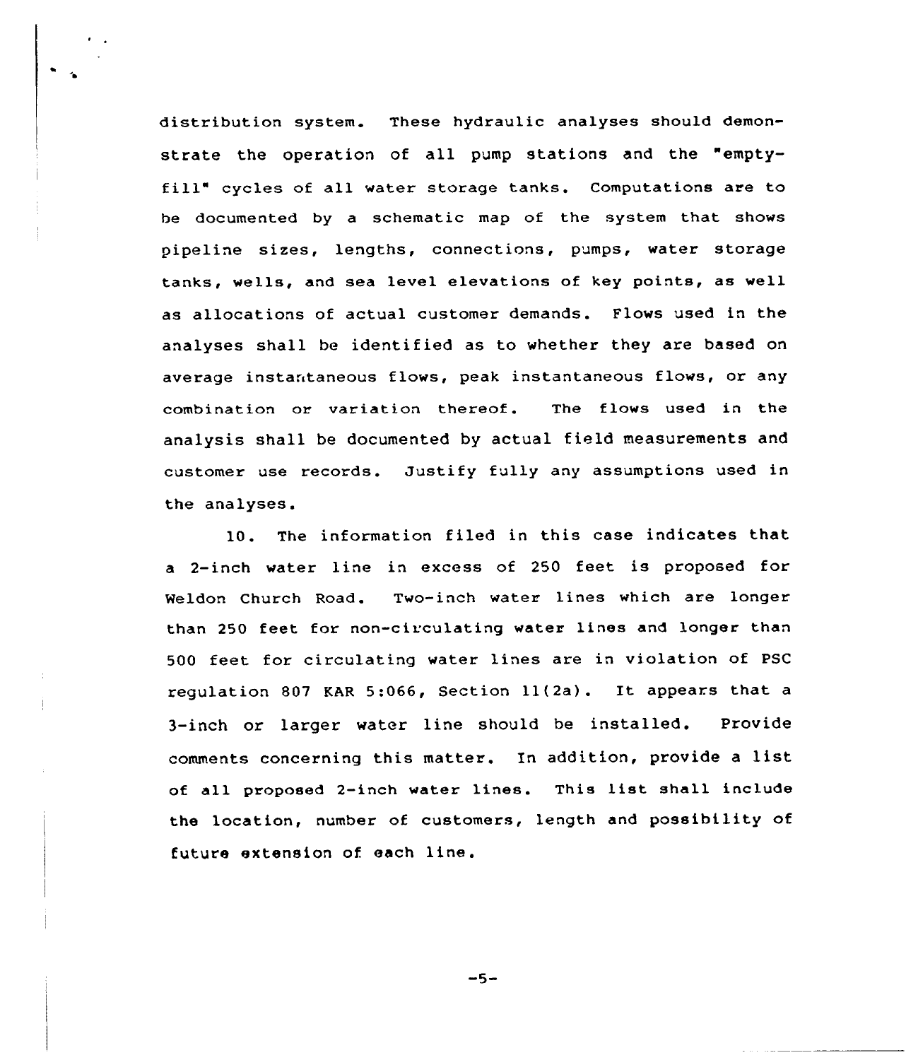distribution system. These hydraulic analyses should demonstrate the operation of all pump stations and the "empty-fill" cycles of all water storage tanks. Computations are to be documented by a schematic map of the system that shows pipeline sizes, lengths, connections, pumps, water storage tanks, wells, and sea level elevations of key points, as well as allocations of actual customer demands. Flows used in the analyses shall be identified as to whether they are based on average instantaneous flows, peak instantaneous flows, or any combination or variation thereof. The flows used in the analysis shall be documented by actual field measurements and customer use records. Justify fully any assumptions used in the analyses.

10. The information filed in this case indicates that a 2-inch water line in excess of 250 feet is proposed for Weldon Church Road. Two-inch water lines which are longer than 250 feet for non-circulating water lines and longer than 500 feet for circulating water lines are in violation of PSC regulation 807 KAR 5:066, Section 11(2a). It appears that a 3-inch or larger water line should be installed. Provide comments concerning this matter. In addition, provide a list of all proposed 2-inch water lines. This list shall include the location, number of customers, length and possibility of future extension of each line.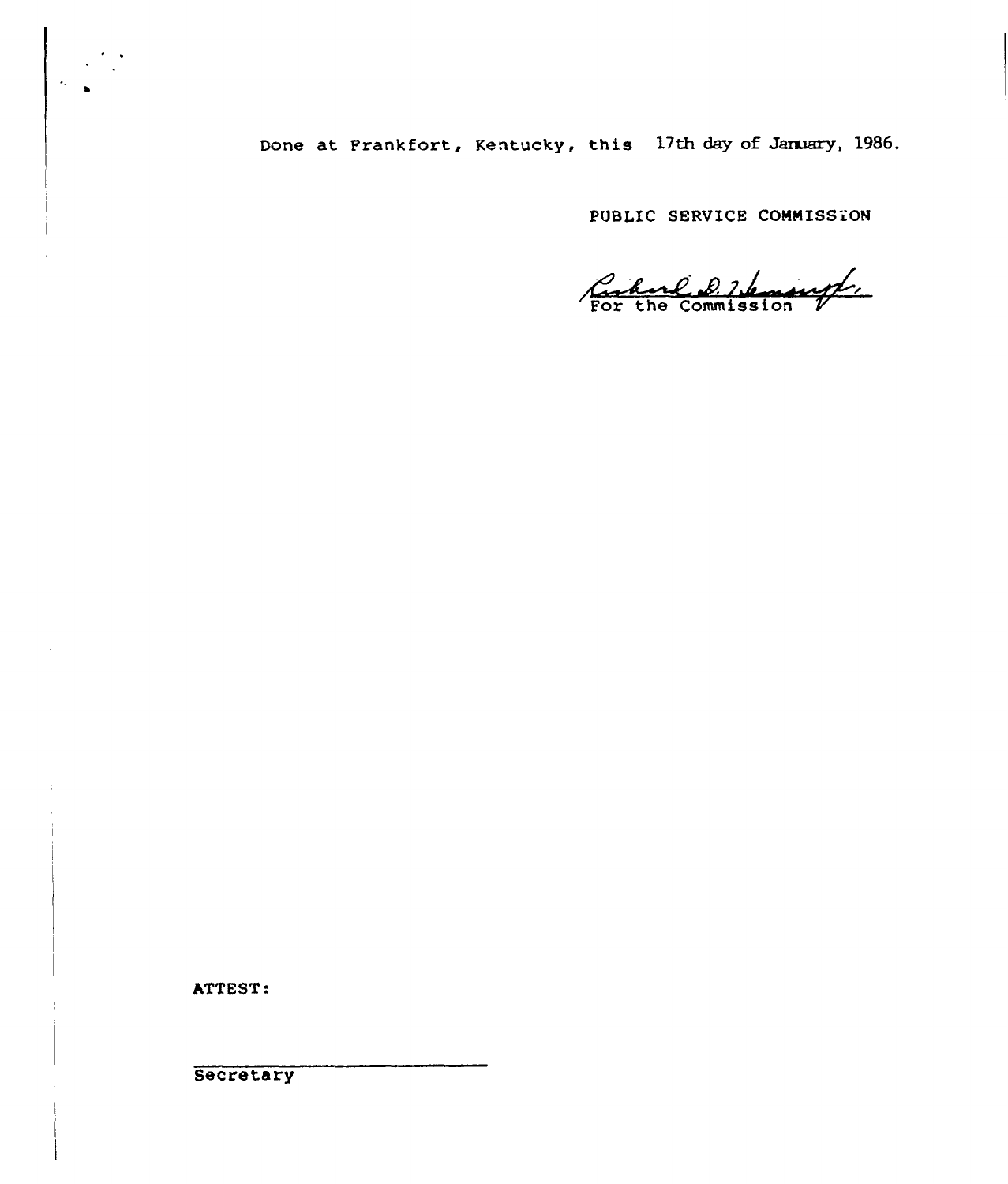Done at Frankfort, Kentucky, this 17th day of January, 1986.

PUBLIC SERVICE COMMISSION

For the Commission

ATTEST:

Secretary